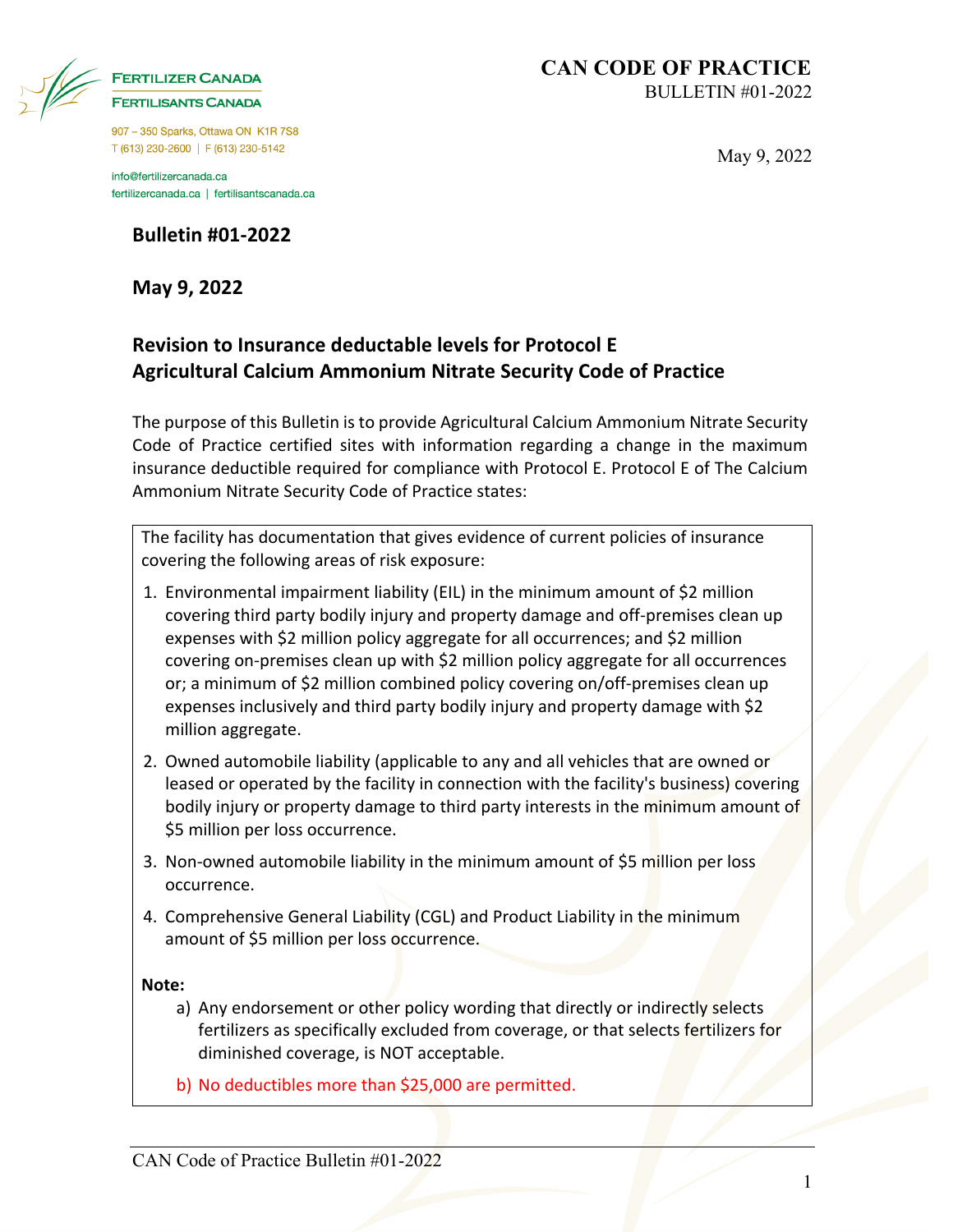FERTILIZER CANADA
FERTILISANTS CANADA

907 – 350 Sparks, Ottawa ON K1R 7S8
T (613) 230-2600 | F (613) 230-5142

info@fertilizercanada.ca
fertilizercanada.ca | fertilisantscanada.ca

**CAN CODE OF PRACTICE**
BULLETIN #01-2022

May 9, 2022

## Bulletin #01-2022

## May 9, 2022

## Revision to Insurance deductable levels for Protocol E Agricultural Calcium Ammonium Nitrate Security Code of Practice

The purpose of this Bulletin is to provide Agricultural Calcium Ammonium Nitrate Security Code of Practice certified sites with information regarding a change in the maximum insurance deductible required for compliance with Protocol E. Protocol E of The Calcium Ammonium Nitrate Security Code of Practice states:

> The facility has documentation that gives evidence of current policies of insurance covering the following areas of risk exposure:
>
> 1. Environmental impairment liability (EIL) in the minimum amount of $2 million covering third party bodily injury and property damage and off-premises clean up expenses with $2 million policy aggregate for all occurrences; and $2 million covering on-premises clean up with $2 million policy aggregate for all occurrences or; a minimum of $2 million combined policy covering on/off-premises clean up expenses inclusively and third party bodily injury and property damage with $2 million aggregate.
> 2. Owned automobile liability (applicable to any and all vehicles that are owned or leased or operated by the facility in connection with the facility's business) covering bodily injury or property damage to third party interests in the minimum amount of $5 million per loss occurrence.
> 3. Non-owned automobile liability in the minimum amount of $5 million per loss occurrence.
> 4. Comprehensive General Liability (CGL) and Product Liability in the minimum amount of $5 million per loss occurrence.
>
> **Note:**
>
> a) Any endorsement or other policy wording that directly or indirectly selects fertilizers as specifically excluded from coverage, or that selects fertilizers for diminished coverage, is NOT acceptable.
>
> b) No deductibles more than $25,000 are permitted.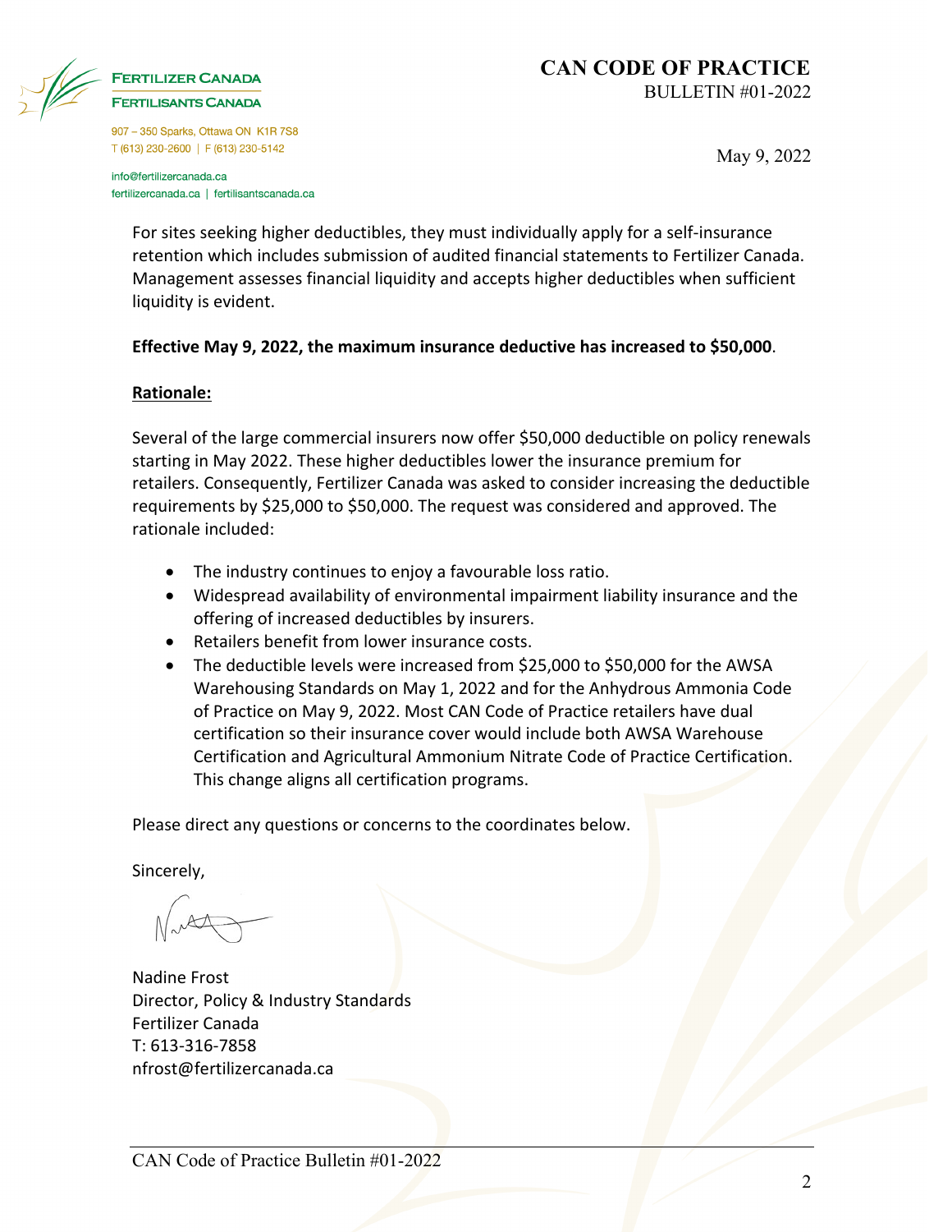For sites seeking higher deductibles, they must individually apply for a self-insurance retention which includes submission of audited financial statements to Fertilizer Canada. Management assesses financial liquidity and accepts higher deductibles when sufficient liquidity is evident.

**Effective May 9, 2022, the maximum insurance deductive has increased to $50,000**.

**Rationale:**

Several of the large commercial insurers now offer $50,000 deductible on policy renewals starting in May 2022. These higher deductibles lower the insurance premium for retailers. Consequently, Fertilizer Canada was asked to consider increasing the deductible requirements by $25,000 to $50,000. The request was considered and approved. The rationale included:

- The industry continues to enjoy a favourable loss ratio.
- Widespread availability of environmental impairment liability insurance and the offering of increased deductibles by insurers.
- Retailers benefit from lower insurance costs.
- The deductible levels were increased from $25,000 to $50,000 for the AWSA Warehousing Standards on May 1, 2022 and for the Anhydrous Ammonia Code of Practice on May 9, 2022. Most CAN Code of Practice retailers have dual certification so their insurance cover would include both AWSA Warehouse Certification and Agricultural Ammonium Nitrate Code of Practice Certification. This change aligns all certification programs.

Please direct any questions or concerns to the coordinates below.

Sincerely,

Nadine Frost
Director, Policy & Industry Standards
Fertilizer Canada
T: 613-316-7858
nfrost@fertilizercanada.ca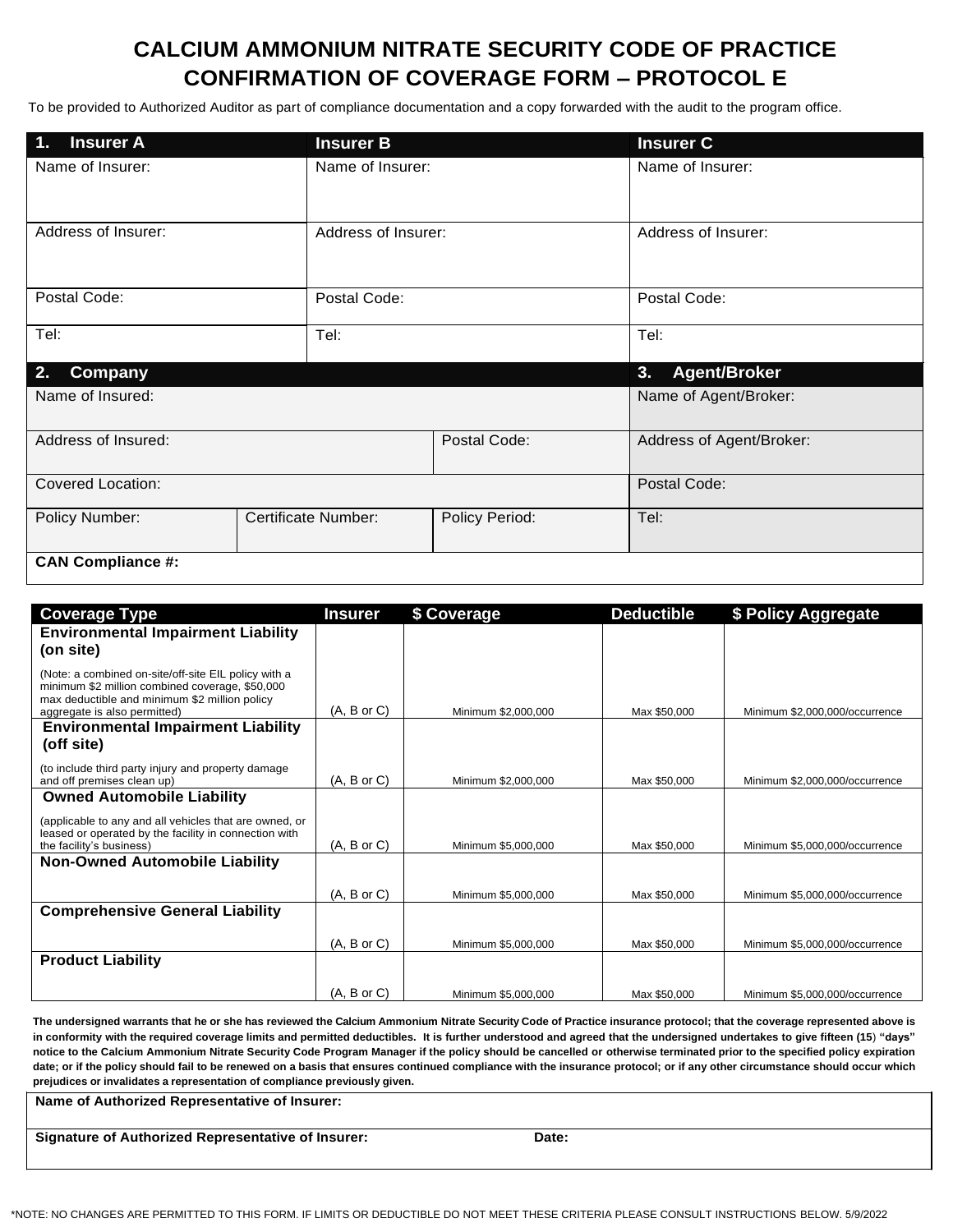# CALCIUM AMMONIUM NITRATE SECURITY CODE OF PRACTICE
# CONFIRMATION OF COVERAGE FORM – PROTOCOL E

To be provided to Authorized Auditor as part of compliance documentation and a copy forwarded with the audit to the program office.

| 1. Insurer A | Insurer B | Insurer C |
|---|---|---|
| Name of Insurer: | Name of Insurer: | Name of Insurer: |
| Address of Insurer: | Address of Insurer: | Address of Insurer: |
| Postal Code: | Postal Code: | Postal Code: |
| Tel: | Tel: | Tel: |

| 2. Company | | | 3. Agent/Broker |
|---|---|---|---|
| Name of Insured: | | | Name of Agent/Broker: |
| Address of Insured: | | Postal Code: | Address of Agent/Broker: |
| Covered Location: | | | Postal Code: |
| Policy Number: | Certificate Number: | Policy Period: | Tel: |
| **CAN Compliance #:** | | | |

| Coverage Type | Insurer | $ Coverage | Deductible | $ Policy Aggregate |
|---|---|---|---|---|
| **Environmental Impairment Liability (on site)** (Note: a combined on-site/off-site EIL policy with a minimum $2 million combined coverage, $50,000 max deductible and minimum $2 million policy aggregate is also permitted) | (A, B or C) | Minimum $2,000,000 | Max $50,000 | Minimum $2,000,000/occurrence |
| **Environmental Impairment Liability (off site)** (to include third party injury and property damage and off premises clean up) | (A, B or C) | Minimum $2,000,000 | Max $50,000 | Minimum $2,000,000/occurrence |
| **Owned Automobile Liability** (applicable to any and all vehicles that are owned, or leased or operated by the facility in connection with the facility's business) | (A, B or C) | Minimum $5,000,000 | Max $50,000 | Minimum $5,000,000/occurrence |
| **Non-Owned Automobile Liability** | (A, B or C) | Minimum $5,000,000 | Max $50,000 | Minimum $5,000,000/occurrence |
| **Comprehensive General Liability** | (A, B or C) | Minimum $5,000,000 | Max $50,000 | Minimum $5,000,000/occurrence |
| **Product Liability** | (A, B or C) | Minimum $5,000,000 | Max $50,000 | Minimum $5,000,000/occurrence |

**The undersigned warrants that he or she has reviewed the Calcium Ammonium Nitrate Security Code of Practice insurance protocol; that the coverage represented above is in conformity with the required coverage limits and permitted deductibles. It is further understood and agreed that the undersigned undertakes to give fifteen (15) "days" notice to the Calcium Ammonium Nitrate Security Code Program Manager if the policy should be cancelled or otherwise terminated prior to the specified policy expiration date; or if the policy should fail to be renewed on a basis that ensures continued compliance with the insurance protocol; or if any other circumstance should occur which prejudices or invalidates a representation of compliance previously given.**

| | |
|---|---|
| **Name of Authorized Representative of Insurer:** | |
| **Signature of Authorized Representative of Insurer:** | **Date:** |

*NOTE: NO CHANGES ARE PERMITTED TO THIS FORM. IF LIMITS OR DEDUCTIBLE DO NOT MEET THESE CRITERIA PLEASE CONSULT INSTRUCTIONS BELOW. 5/9/2022